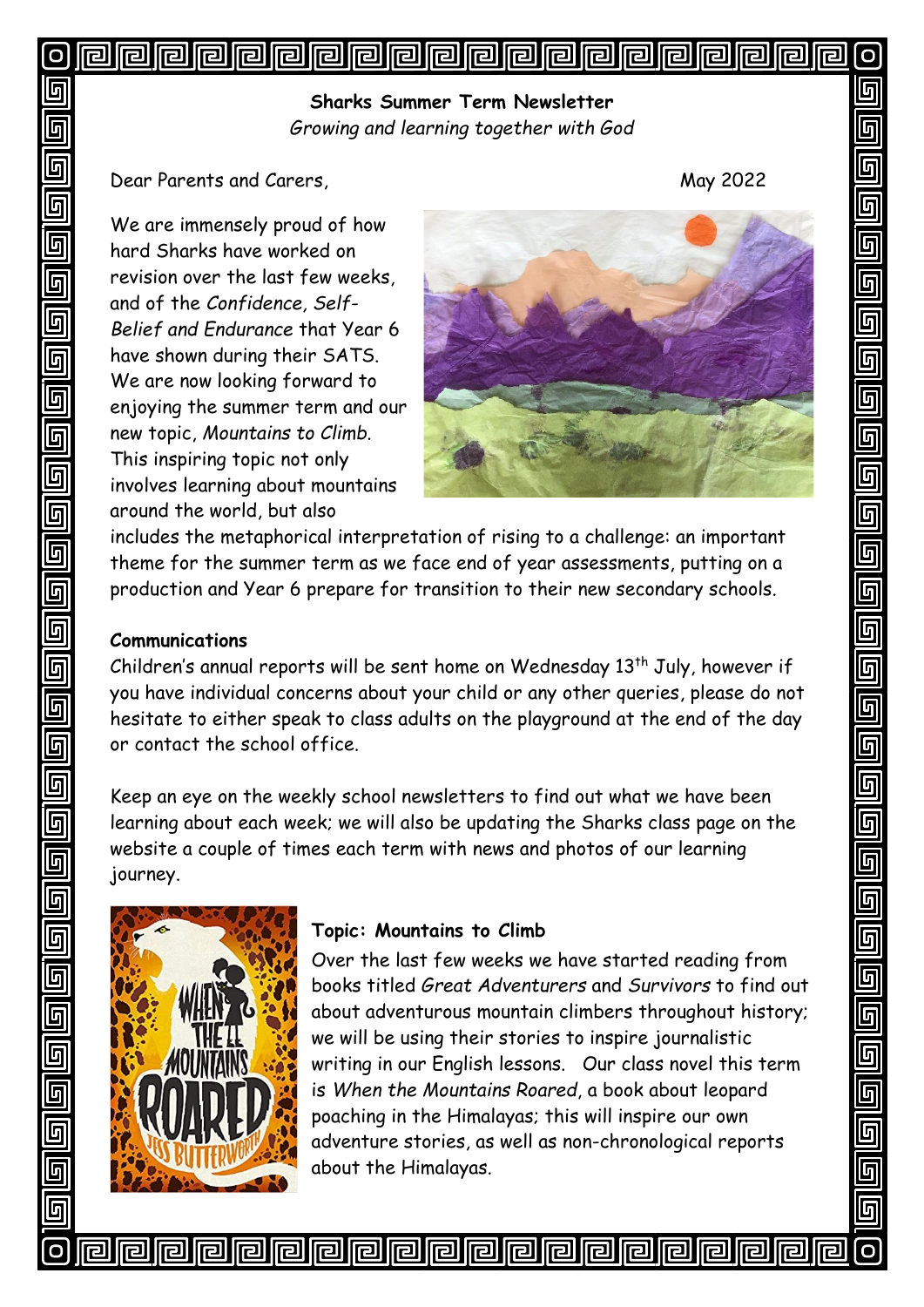**Sharks Summer Term Newsletter**

*Growing and learning together with God*

Dear Parents and Carers,

May 2022

We are immensely proud of how hard Sharks have worked on revision over the last few weeks, and of the *Confidence, Self-Belief and Endurance* that Year 6 have shown during their SATS. We are now looking forward to enjoying the summer term and our new topic, *Mountains to Climb*. This inspiring topic not only involves learning about mountains around the world, but also includes the metaphorical interpretation of rising to a challenge: an important theme for the summer term as we face end of year assessments, putting on a production and Year 6 prepare for transition to their new secondary schools.

**Communications**

Children's annual reports will be sent home on Wednesday 13th July, however if you have individual concerns about your child or any other queries, please do not hesitate to either speak to class adults on the playground at the end of the day or contact the school office.

Keep an eye on the weekly school newsletters to find out what we have been learning about each week; we will also be updating the Sharks class page on the website a couple of times each term with news and photos of our learning journey.

**Topic: Mountains to Climb**

Over the last few weeks we have started reading from books titled *Great Adventurers* and *Survivors* to find out about adventurous mountain climbers throughout history; we will be using their stories to inspire journalistic writing in our English lessons. Our class novel this term is *When the Mountains Roared*, a book about leopard poaching in the Himalayas; this will inspire our own adventure stories, as well as non-chronological reports about the Himalayas.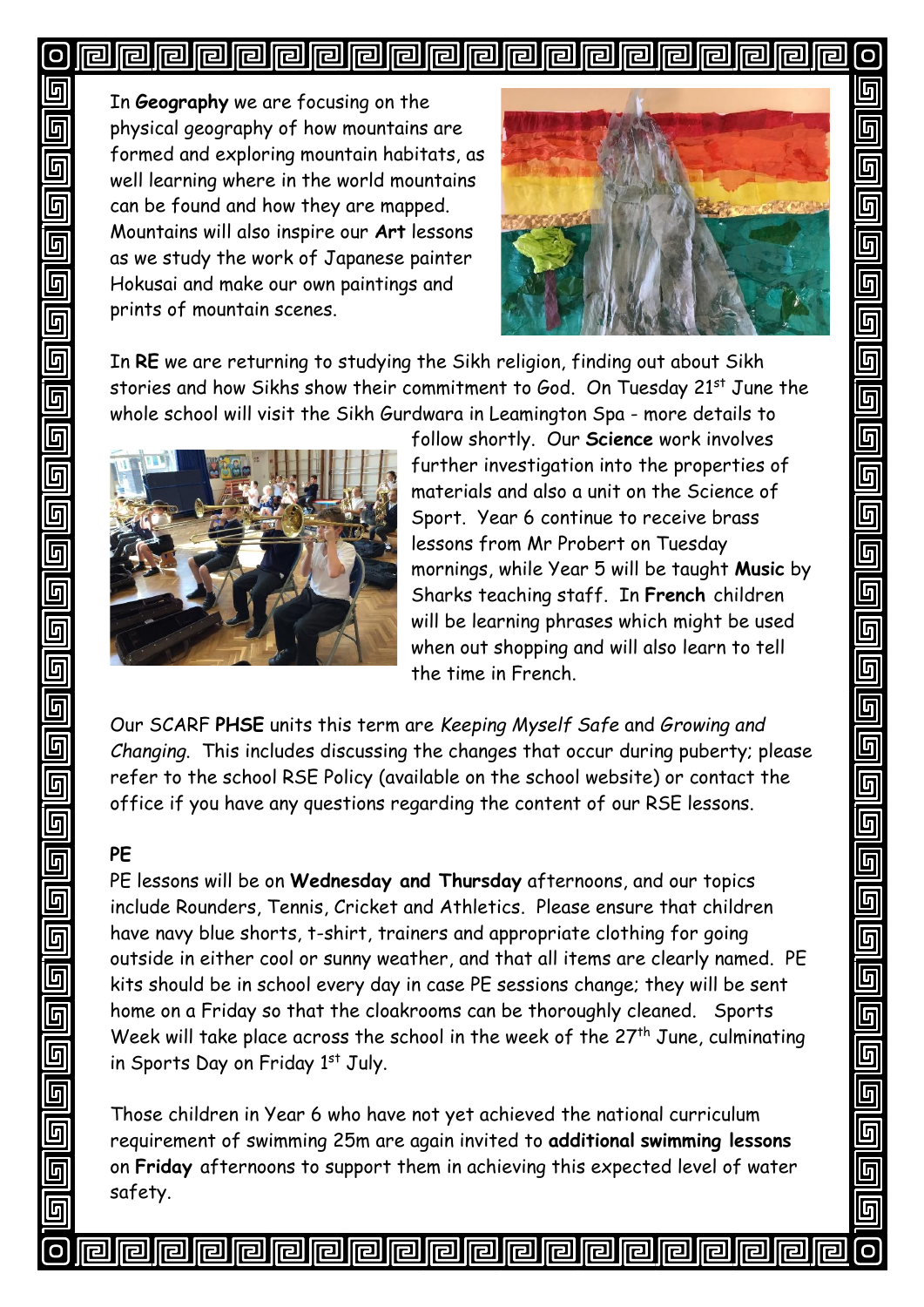In **Geography** we are focusing on the physical geography of how mountains are formed and exploring mountain habitats, as well learning where in the world mountains can be found and how they are mapped. Mountains will also inspire our **Art** lessons as we study the work of Japanese painter Hokusai and make our own paintings and prints of mountain scenes.

In **RE** we are returning to studying the Sikh religion, finding out about Sikh stories and how Sikhs show their commitment to God. On Tuesday 21st June the whole school will visit the Sikh Gurdwara in Leamington Spa - more details to follow shortly. Our **Science** work involves further investigation into the properties of materials and also a unit on the Science of Sport. Year 6 continue to receive brass lessons from Mr Probert on Tuesday mornings, while Year 5 will be taught **Music** by Sharks teaching staff. In **French** children will be learning phrases which might be used when out shopping and will also learn to tell the time in French.

Our SCARF **PHSE** units this term are *Keeping Myself Safe* and *Growing and Changing*. This includes discussing the changes that occur during puberty; please refer to the school RSE Policy (available on the school website) or contact the office if you have any questions regarding the content of our RSE lessons.

**PE**

PE lessons will be on **Wednesday and Thursday** afternoons, and our topics include Rounders, Tennis, Cricket and Athletics. Please ensure that children have navy blue shorts, t-shirt, trainers and appropriate clothing for going outside in either cool or sunny weather, and that all items are clearly named. PE kits should be in school every day in case PE sessions change; they will be sent home on a Friday so that the cloakrooms can be thoroughly cleaned. Sports Week will take place across the school in the week of the 27th June, culminating in Sports Day on Friday 1st July.

Those children in Year 6 who have not yet achieved the national curriculum requirement of swimming 25m are again invited to **additional swimming lessons** on **Friday** afternoons to support them in achieving this expected level of water safety.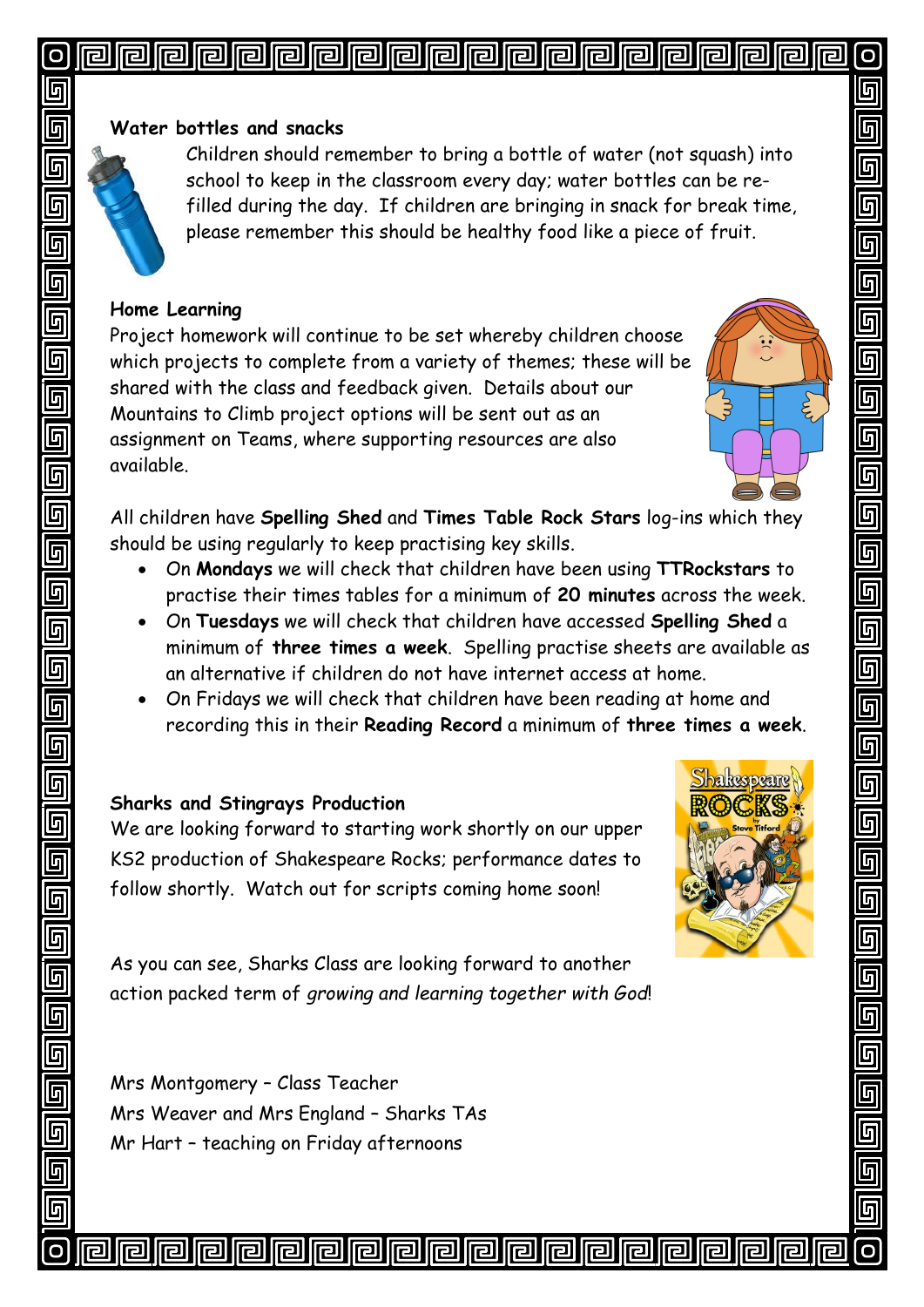**Water bottles and snacks**

Children should remember to bring a bottle of water (not squash) into school to keep in the classroom every day; water bottles can be re-filled during the day. If children are bringing in snack for break time, please remember this should be healthy food like a piece of fruit.

**Home Learning**

Project homework will continue to be set whereby children choose which projects to complete from a variety of themes; these will be shared with the class and feedback given. Details about our Mountains to Climb project options will be sent out as an assignment on Teams, where supporting resources are also available.

All children have **Spelling Shed** and **Times Table Rock Stars** log-ins which they should be using regularly to keep practising key skills.

- On **Mondays** we will check that children have been using **TTRockstars** to practise their times tables for a minimum of **20 minutes** across the week.
- On **Tuesdays** we will check that children have accessed **Spelling Shed** a minimum of **three times a week**. Spelling practise sheets are available as an alternative if children do not have internet access at home.
- On Fridays we will check that children have been reading at home and recording this in their **Reading Record** a minimum of **three times a week**.

**Sharks and Stingrays Production**

We are looking forward to starting work shortly on our upper KS2 production of Shakespeare Rocks; performance dates to follow shortly. Watch out for scripts coming home soon!

As you can see, Sharks Class are looking forward to another action packed term of *growing and learning together with God*!

Mrs Montgomery – Class Teacher
Mrs Weaver and Mrs England – Sharks TAs
Mr Hart – teaching on Friday afternoons